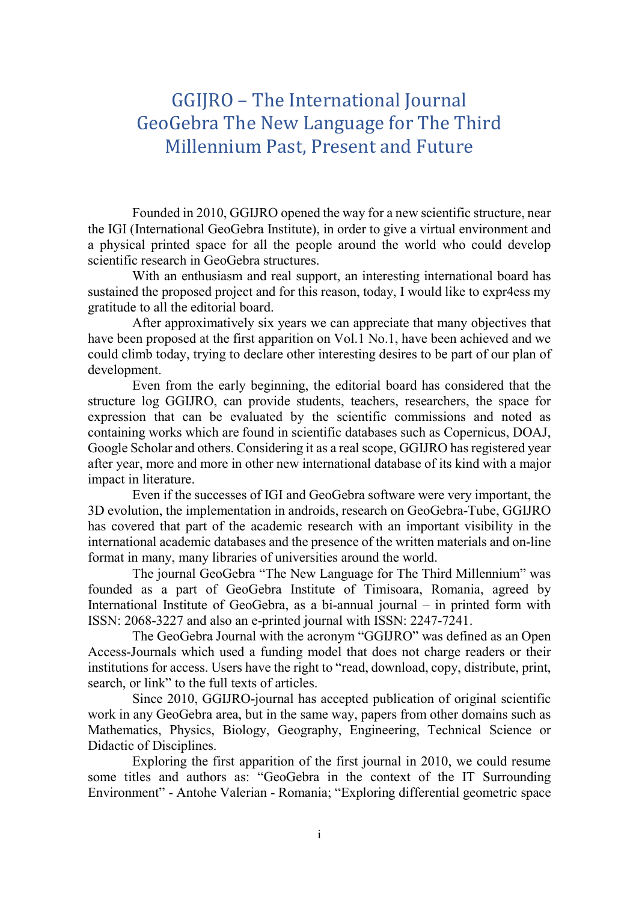# GGIJRO – The International Journal GeoGebra The New Language for The Third Millennium Past, Present and Future

Founded in 2010, GGIJRO opened the way for a new scientific structure, near the IGI (International GeoGebra Institute), in order to give a virtual environment and a physical printed space for all the people around the world who could develop scientific research in GeoGebra structures.

With an enthusiasm and real support, an interesting international board has sustained the proposed project and for this reason, today, I would like to expr4ess my gratitude to all the editorial board.

After approximatively six years we can appreciate that many objectives that have been proposed at the first apparition on Vol.1 No.1, have been achieved and we could climb today, trying to declare other interesting desires to be part of our plan of development.

Even from the early beginning, the editorial board has considered that the structure log GGIJRO, can provide students, teachers, researchers, the space for expression that can be evaluated by the scientific commissions and noted as containing works which are found in scientific databases such as Copernicus, DOAJ, Google Scholar and others. Considering it as a real scope, GGIJRO has registered year after year, more and more in other new international database of its kind with a major impact in literature.

Even if the successes of IGI and GeoGebra software were very important, the 3D evolution, the implementation in androids, research on GeoGebra-Tube, GGIJRO has covered that part of the academic research with an important visibility in the international academic databases and the presence of the written materials and on-line format in many, many libraries of universities around the world.

The journal GeoGebra "The New Language for The Third Millennium" was founded as a part of GeoGebra Institute of Timisoara, Romania, agreed by International Institute of GeoGebra, as a bi-annual journal – in printed form with ISSN: 2068-3227 and also an e-printed journal with ISSN: 2247-7241.

The GeoGebra Journal with the acronym "GGIJRO" was defined as an Open Access-Journals which used a funding model that does not charge readers or their institutions for access. Users have the right to "read, download, copy, distribute, print, search, or link" to the full texts of articles.

Since 2010, GGIJRO-journal has accepted publication of original scientific work in any GeoGebra area, but in the same way, papers from other domains such as Mathematics, Physics, Biology, Geography, Engineering, Technical Science or Didactic of Disciplines.

Exploring the first apparition of the first journal in 2010, we could resume some titles and authors as: "GeoGebra in the context of the IT Surrounding Environment" - Antohe Valerian - Romania; "Exploring differential geometric space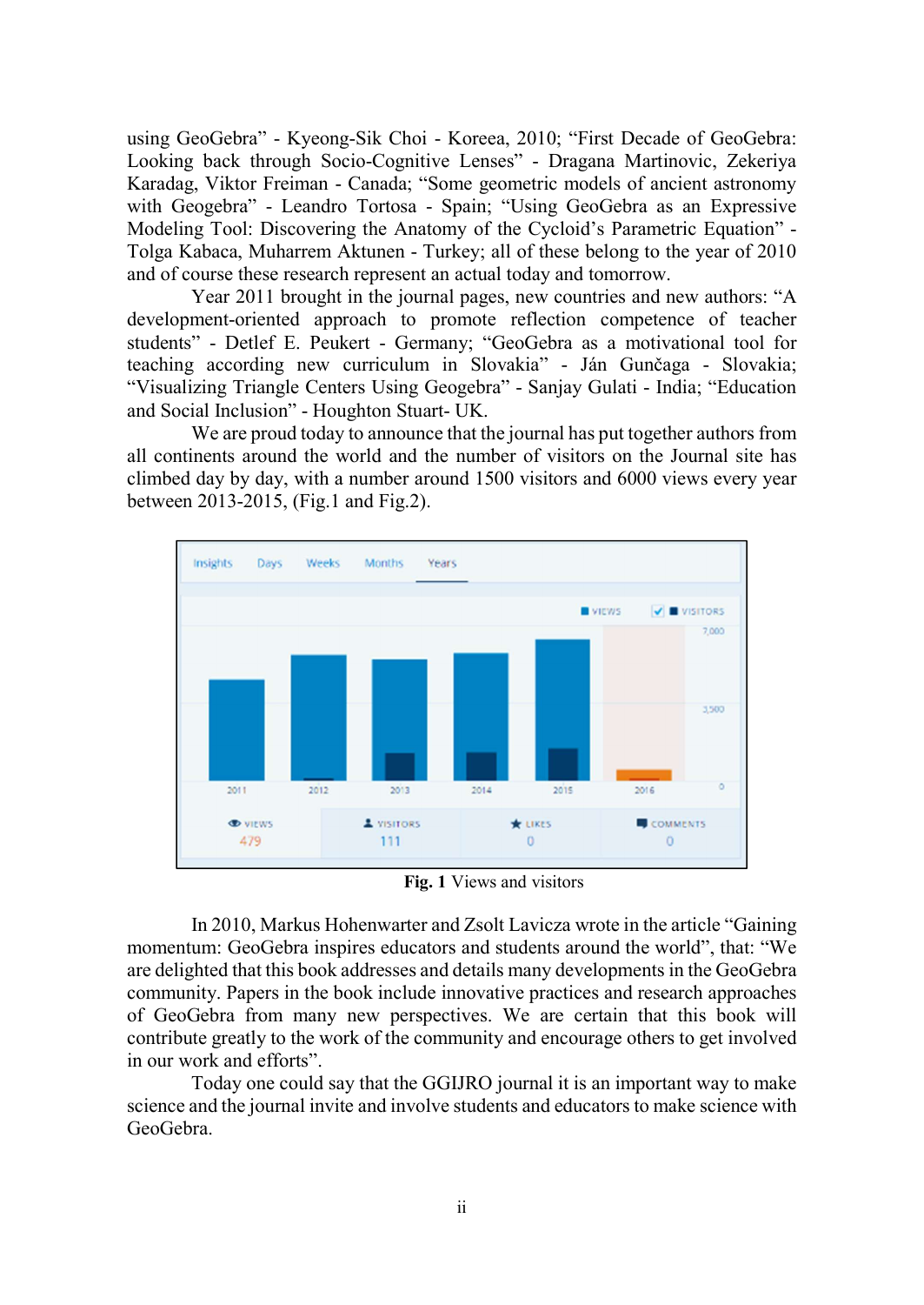using GeoGebra" - Kyeong-Sik Choi - Koreea, 2010; "First Decade of GeoGebra: Looking back through Socio-Cognitive Lenses" - Dragana Martinovic, Zekeriya Karadag, Viktor Freiman - Canada; "Some geometric models of ancient astronomy with Geogebra" - Leandro Tortosa - Spain; "Using GeoGebra as an Expressive Modeling Tool: Discovering the Anatomy of the Cycloid's Parametric Equation" - Tolga Kabaca, Muharrem Aktunen - Turkey; all of these belong to the year of 2010 and of course these research represent an actual today and tomorrow.

Year 2011 brought in the journal pages, new countries and new authors: "A development-oriented approach to promote reflection competence of teacher students" - Detlef E. Peukert - Germany; "GeoGebra as a motivational tool for teaching according new curriculum in Slovakia" - Ján Gunčaga - Slovakia; "Visualizing Triangle Centers Using Geogebra" - Sanjay Gulati - India; "Education and Social Inclusion" - Houghton Stuart- UK.

We are proud today to announce that the journal has put together authors from all continents around the world and the number of visitors on the Journal site has climbed day by day, with a number around 1500 visitors and 6000 views every year between 2013-2015, (Fig.1 and Fig.2).

**Fig. 1** Views and visitors

In 2010, Markus Hohenwarter and Zsolt Lavicza wrote in the article "Gaining momentum: GeoGebra inspires educators and students around the world", that: "We are delighted that this book addresses and details many developments in the GeoGebra community. Papers in the book include innovative practices and research approaches of GeoGebra from many new perspectives. We are certain that this book will contribute greatly to the work of the community and encourage others to get involved in our work and efforts".

Today one could say that the GGIJRO journal it is an important way to make science and the journal invite and involve students and educators to make science with GeoGebra.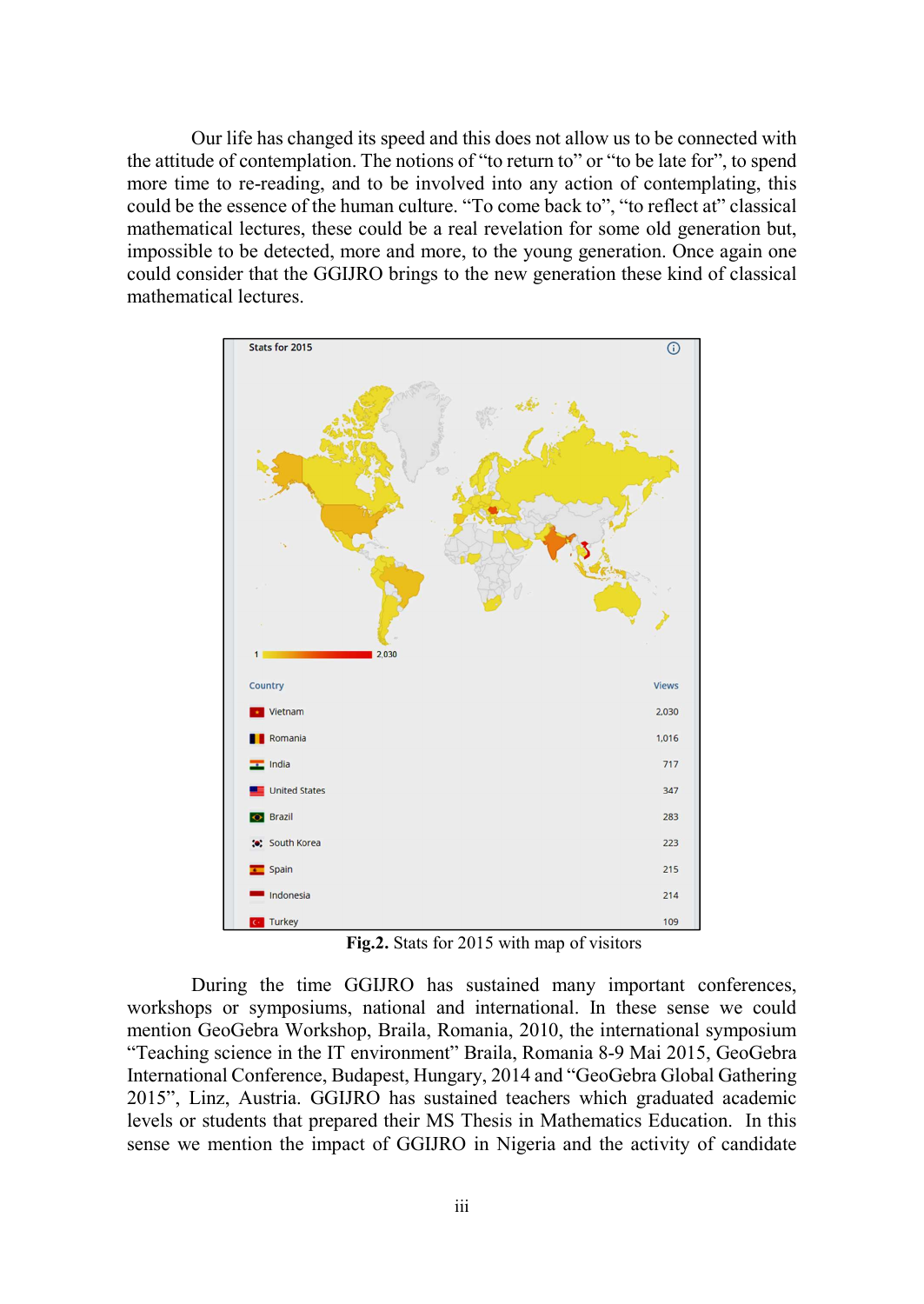Our life has changed its speed and this does not allow us to be connected with the attitude of contemplation. The notions of "to return to" or "to be late for", to spend more time to re-reading, and to be involved into any action of contemplating, this could be the essence of the human culture. "To come back to", "to reflect at" classical mathematical lectures, these could be a real revelation for some old generation but, impossible to be detected, more and more, to the young generation. Once again one could consider that the GGIJRO brings to the new generation these kind of classical mathematical lectures.

Stats for 2015

| Country | Views |
| --- | --- |
| Vietnam | 2,030 |
| Romania | 1,016 |
| India | 717 |
| United States | 347 |
| Brazil | 283 |
| South Korea | 223 |
| Spain | 215 |
| Indonesia | 214 |
| Turkey | 109 |

**Fig.2.** Stats for 2015 with map of visitors

During the time GGIJRO has sustained many important conferences, workshops or symposiums, national and international. In these sense we could mention GeoGebra Workshop, Braila, Romania, 2010, the international symposium "Teaching science in the IT environment" Braila, Romania 8-9 Mai 2015, GeoGebra International Conference, Budapest, Hungary, 2014 and "GeoGebra Global Gathering 2015", Linz, Austria. GGIJRO has sustained teachers which graduated academic levels or students that prepared their MS Thesis in Mathematics Education. In this sense we mention the impact of GGIJRO in Nigeria and the activity of candidate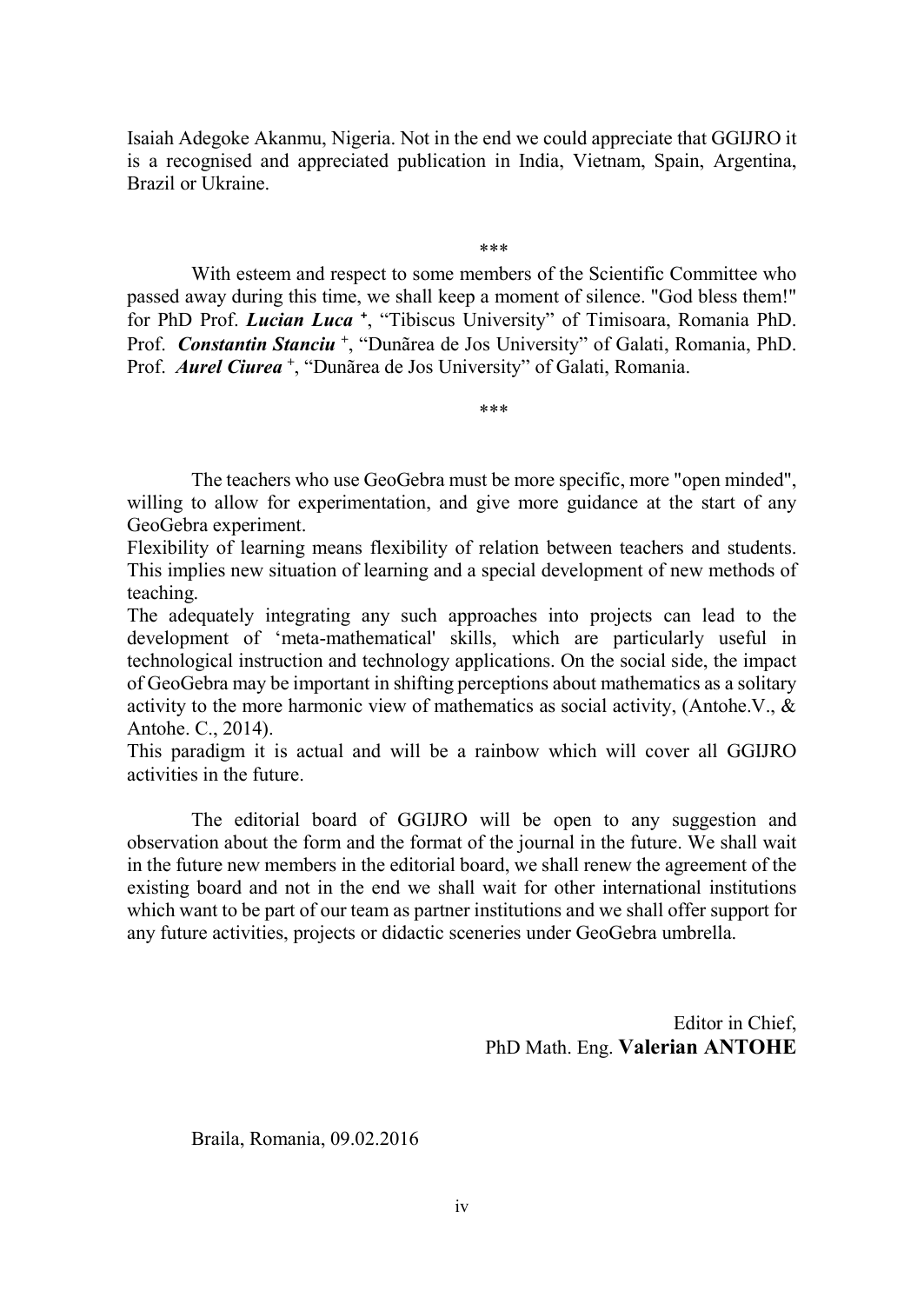Isaiah Adegoke Akanmu, Nigeria. Not in the end we could appreciate that GGIJRO it is a recognised and appreciated publication in India, Vietnam, Spain, Argentina, Brazil or Ukraine.

\*\*\*

With esteem and respect to some members of the Scientific Committee who passed away during this time, we shall keep a moment of silence. "God bless them!" for PhD Prof. ***Lucian Luca*** [+], "Tibiscus University" of Timisoara, Romania PhD. Prof. ***Constantin Stanciu*** [+], "Dunãrea de Jos University" of Galati, Romania, PhD. Prof. ***Aurel Ciurea*** [+], "Dunãrea de Jos University" of Galati, Romania.

\*\*\*

The teachers who use GeoGebra must be more specific, more "open minded", willing to allow for experimentation, and give more guidance at the start of any GeoGebra experiment.

Flexibility of learning means flexibility of relation between teachers and students. This implies new situation of learning and a special development of new methods of teaching.

The adequately integrating any such approaches into projects can lead to the development of 'meta-mathematical' skills, which are particularly useful in technological instruction and technology applications. On the social side, the impact of GeoGebra may be important in shifting perceptions about mathematics as a solitary activity to the more harmonic view of mathematics as social activity, (Antohe.V., & Antohe. C., 2014).

This paradigm it is actual and will be a rainbow which will cover all GGIJRO activities in the future.

The editorial board of GGIJRO will be open to any suggestion and observation about the form and the format of the journal in the future. We shall wait in the future new members in the editorial board, we shall renew the agreement of the existing board and not in the end we shall wait for other international institutions which want to be part of our team as partner institutions and we shall offer support for any future activities, projects or didactic sceneries under GeoGebra umbrella.

Editor in Chief,
PhD Math. Eng. **Valerian ANTOHE**

Braila, Romania, 09.02.2016